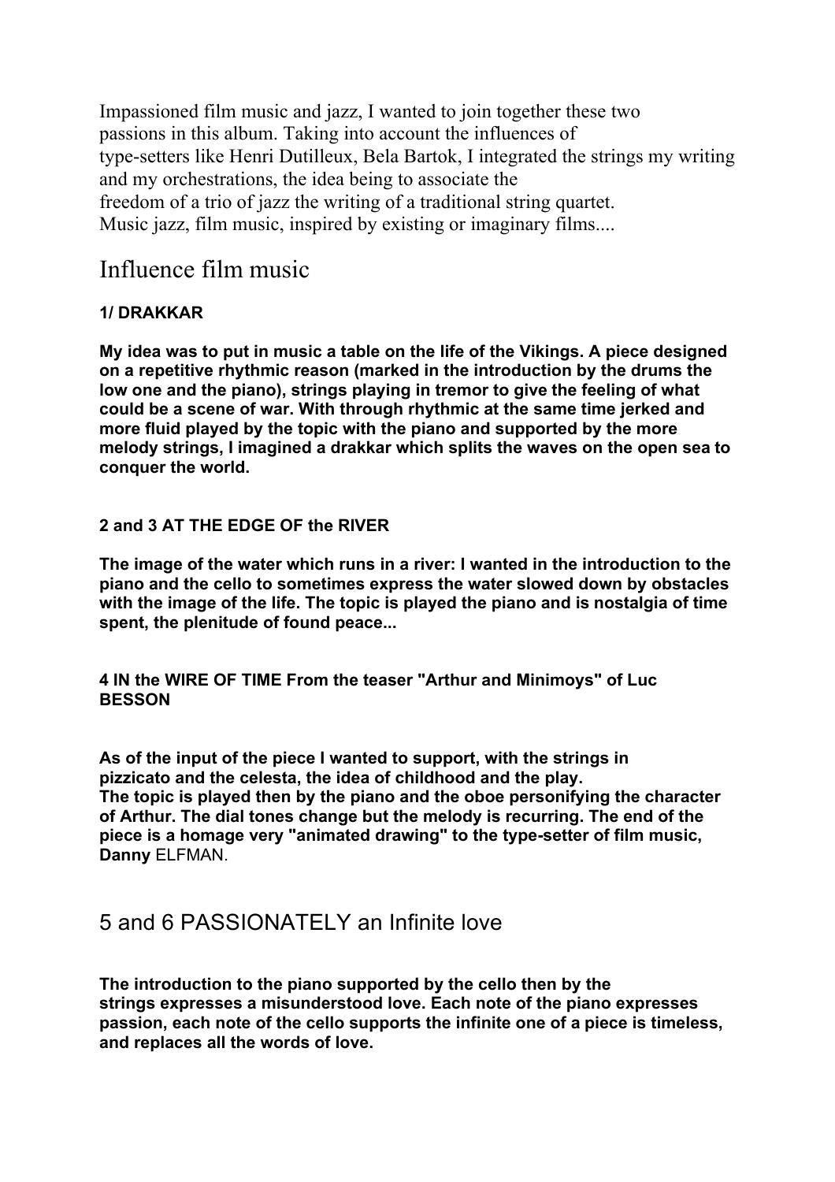Impassioned film music and jazz, I wanted to join together these two passions in this album. Taking into account the influences of type-setters like Henri Dutilleux, Bela Bartok, I integrated the strings my writing and my orchestrations, the idea being to associate the freedom of a trio of jazz the writing of a traditional string quartet. Music jazz, film music, inspired by existing or imaginary films....

## Influence film music

**1/ DRAKKAR**

**My idea was to put in music a table on the life of the Vikings. A piece designed on a repetitive rhythmic reason (marked in the introduction by the drums the low one and the piano), strings playing in tremor to give the feeling of what could be a scene of war. With through rhythmic at the same time jerked and more fluid played by the topic with the piano and supported by the more melody strings, I imagined a drakkar which splits the waves on the open sea to conquer the world.**

**2 and 3 AT THE EDGE OF the RIVER**

**The image of the water which runs in a river: I wanted in the introduction to the piano and the cello to sometimes express the water slowed down by obstacles with the image of the life. The topic is played the piano and is nostalgia of time spent, the plenitude of found peace...**

**4 IN the WIRE OF TIME From the teaser "Arthur and Minimoys" of Luc BESSON**

**As of the input of the piece I wanted to support, with the strings in pizzicato and the celesta, the idea of childhood and the play.**
**The topic is played then by the piano and the oboe personifying the character of Arthur. The dial tones change but the melody is recurring. The end of the piece is a homage very "animated drawing" to the type-setter of film music, Danny** ELFMAN.

## 5 and 6 PASSIONATELY an Infinite love

**The introduction to the piano supported by the cello then by the strings expresses a misunderstood love. Each note of the piano expresses passion, each note of the cello supports the infinite one of a piece is timeless, and replaces all the words of love.**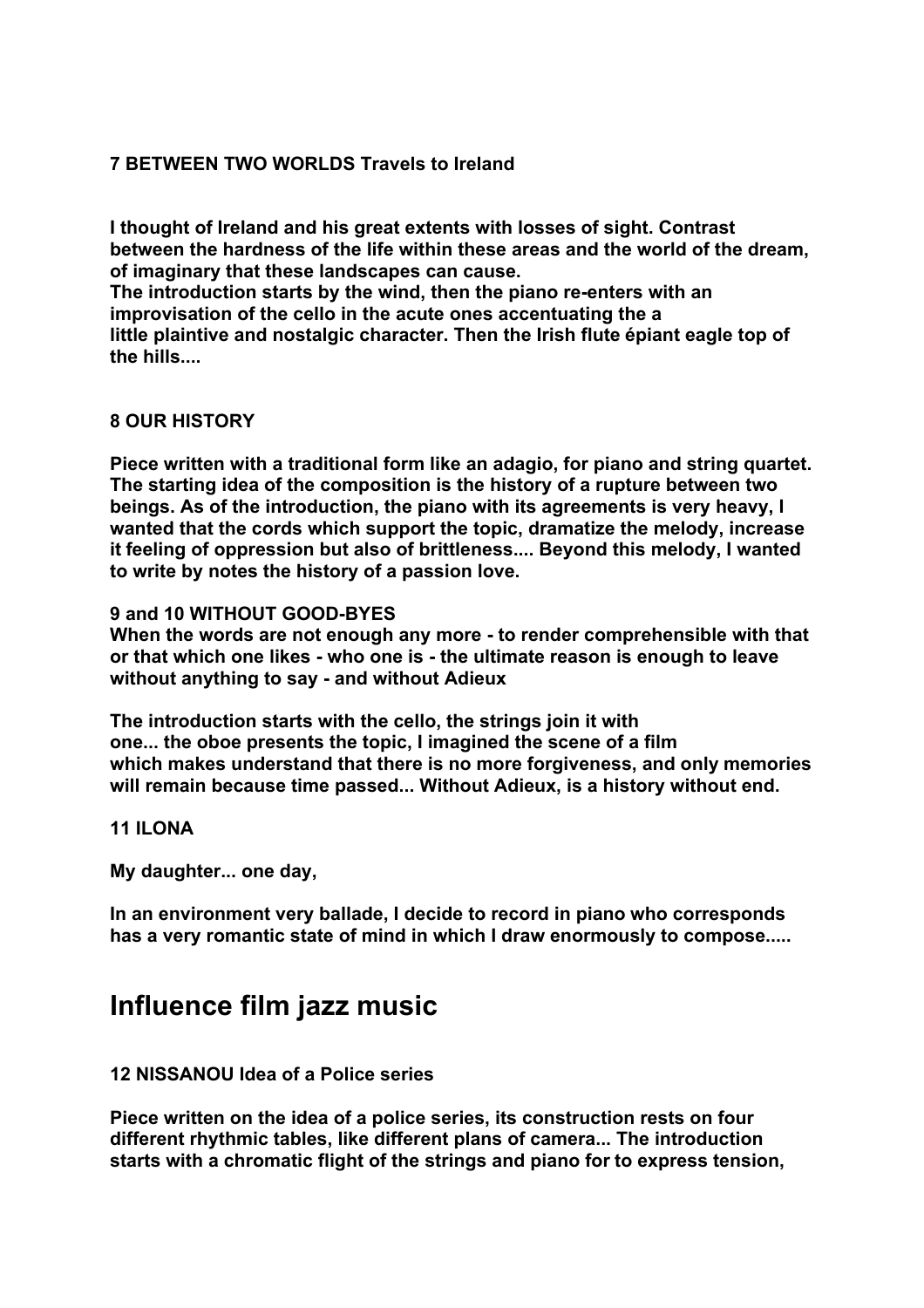**7 BETWEEN TWO WORLDS Travels to Ireland**

**I thought of Ireland and his great extents with losses of sight. Contrast between the hardness of the life within these areas and the world of the dream, of imaginary that these landscapes can cause.**
**The introduction starts by the wind, then the piano re-enters with an improvisation of the cello in the acute ones accentuating the a little plaintive and nostalgic character. Then the Irish flute épiant eagle top of the hills....**

**8 OUR HISTORY**

**Piece written with a traditional form like an adagio, for piano and string quartet. The starting idea of the composition is the history of a rupture between two beings. As of the introduction, the piano with its agreements is very heavy, I wanted that the cords which support the topic, dramatize the melody, increase it feeling of oppression but also of brittleness.... Beyond this melody, I wanted to write by notes the history of a passion love.**

**9 and 10 WITHOUT GOOD-BYES**
**When the words are not enough any more - to render comprehensible with that or that which one likes - who one is - the ultimate reason is enough to leave without anything to say - and without Adieux**

**The introduction starts with the cello, the strings join it with one... the oboe presents the topic, I imagined the scene of a film which makes understand that there is no more forgiveness, and only memories will remain because time passed... Without Adieux, is a history without end.**

**11 ILONA**

**My daughter... one day,**

**In an environment very ballade, I decide to record in piano who corresponds has a very romantic state of mind in which I draw enormously to compose.....**

## Influence film jazz music

**12 NISSANOU Idea of a Police series**

**Piece written on the idea of a police series, its construction rests on four different rhythmic tables, like different plans of camera... The introduction starts with a chromatic flight of the strings and piano for to express tension,**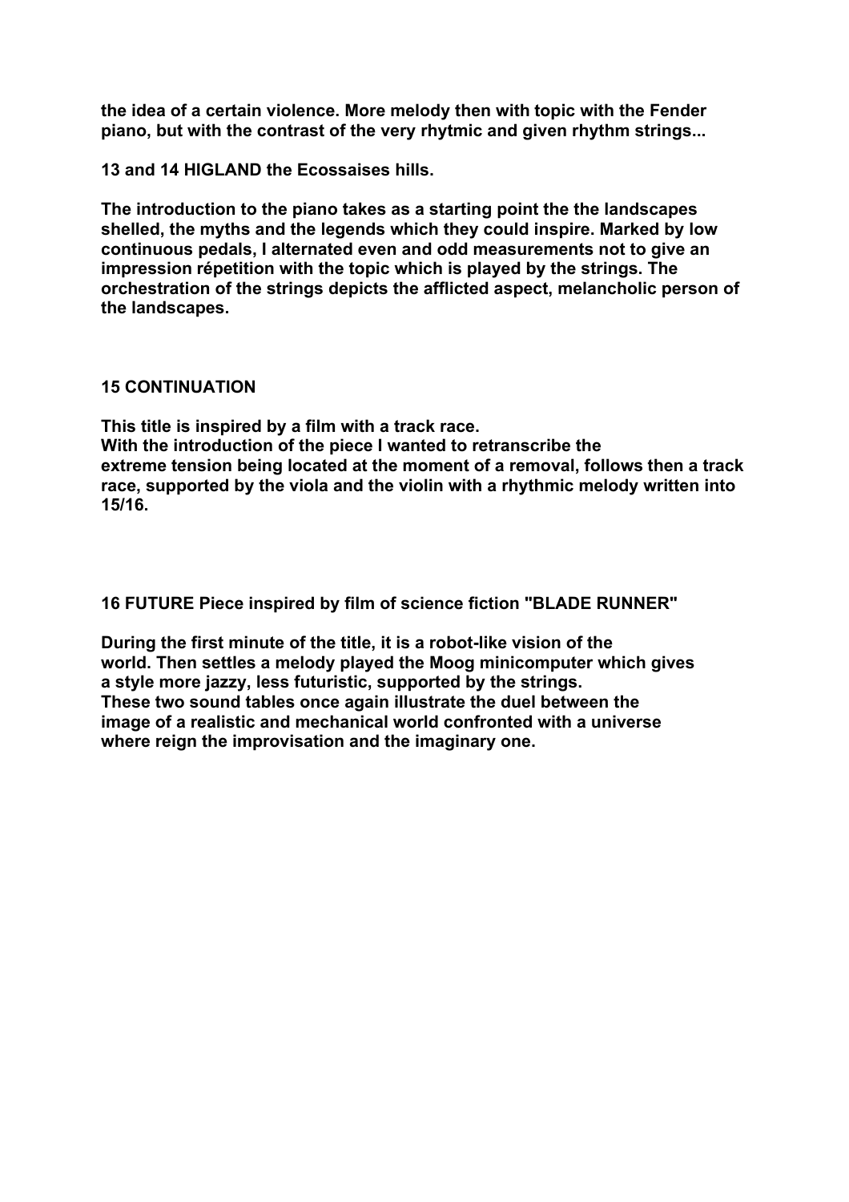**the idea of a certain violence. More melody then with topic with the Fender piano, but with the contrast of the very rhytmic and given rhythm strings...**

**13 and 14 HIGLAND the Ecossaises hills.**

**The introduction to the piano takes as a starting point the the landscapes shelled, the myths and the legends which they could inspire. Marked by low continuous pedals, I alternated even and odd measurements not to give an impression répetition with the topic which is played by the strings. The orchestration of the strings depicts the afflicted aspect, melancholic person of the landscapes.**

**15 CONTINUATION**

**This title is inspired by a film with a track race.**
**With the introduction of the piece I wanted to retranscribe the extreme tension being located at the moment of a removal, follows then a track race, supported by the viola and the violin with a rhythmic melody written into 15/16.**

**16 FUTURE Piece inspired by film of science fiction "BLADE RUNNER"**

**During the first minute of the title, it is a robot-like vision of the world. Then settles a melody played the Moog minicomputer which gives a style more jazzy, less futuristic, supported by the strings. These two sound tables once again illustrate the duel between the image of a realistic and mechanical world confronted with a universe where reign the improvisation and the imaginary one.**